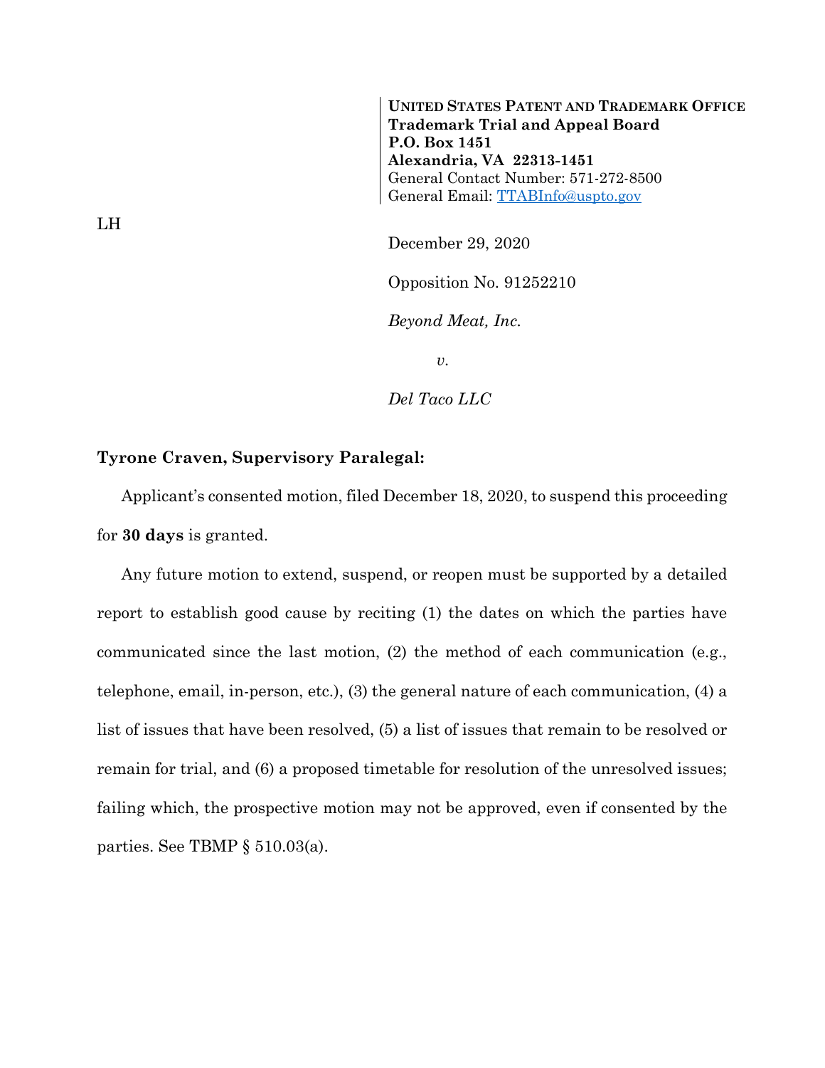**UNITED STATES PATENT AND TRADEMARK OFFICE**
**Trademark Trial and Appeal Board**
**P.O. Box 1451**
**Alexandria, VA 22313-1451**
General Contact Number: 571-272-8500
General Email: TTABInfo@uspto.gov

LH

December 29, 2020

Opposition No. 91252210

*Beyond Meat, Inc.*

*v.*

*Del Taco LLC*

**Tyrone Craven, Supervisory Paralegal:**

Applicant's consented motion, filed December 18, 2020, to suspend this proceeding for **30 days** is granted.

Any future motion to extend, suspend, or reopen must be supported by a detailed report to establish good cause by reciting (1) the dates on which the parties have communicated since the last motion, (2) the method of each communication (e.g., telephone, email, in-person, etc.), (3) the general nature of each communication, (4) a list of issues that have been resolved, (5) a list of issues that remain to be resolved or remain for trial, and (6) a proposed timetable for resolution of the unresolved issues; failing which, the prospective motion may not be approved, even if consented by the parties. See TBMP § 510.03(a).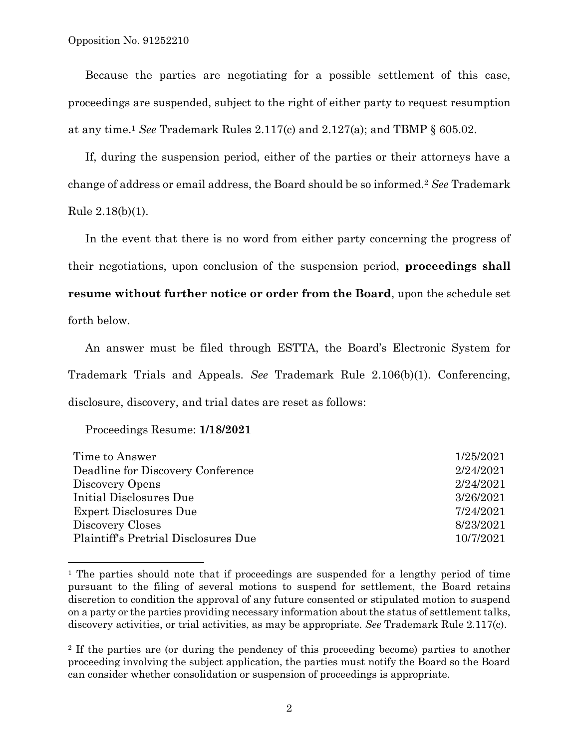Because the parties are negotiating for a possible settlement of this case, proceedings are suspended, subject to the right of either party to request resumption at any time.[1] *See* Trademark Rules 2.117(c) and 2.127(a); and TBMP § 605.02.

If, during the suspension period, either of the parties or their attorneys have a change of address or email address, the Board should be so informed.[2] *See* Trademark Rule 2.18(b)(1).

In the event that there is no word from either party concerning the progress of their negotiations, upon conclusion of the suspension period, **proceedings shall resume without further notice or order from the Board**, upon the schedule set forth below.

An answer must be filed through ESTTA, the Board's Electronic System for Trademark Trials and Appeals. *See* Trademark Rule 2.106(b)(1). Conferencing, disclosure, discovery, and trial dates are reset as follows:

Proceedings Resume: **1/18/2021**

| | |
|---|---|
| Time to Answer | 1/25/2021 |
| Deadline for Discovery Conference | 2/24/2021 |
| Discovery Opens | 2/24/2021 |
| Initial Disclosures Due | 3/26/2021 |
| Expert Disclosures Due | 7/24/2021 |
| Discovery Closes | 8/23/2021 |
| Plaintiff's Pretrial Disclosures Due | 10/7/2021 |

---

[1] The parties should note that if proceedings are suspended for a lengthy period of time pursuant to the filing of several motions to suspend for settlement, the Board retains discretion to condition the approval of any future consented or stipulated motion to suspend on a party or the parties providing necessary information about the status of settlement talks, discovery activities, or trial activities, as may be appropriate. *See* Trademark Rule 2.117(c).

[2] If the parties are (or during the pendency of this proceeding become) parties to another proceeding involving the subject application, the parties must notify the Board so the Board can consider whether consolidation or suspension of proceedings is appropriate.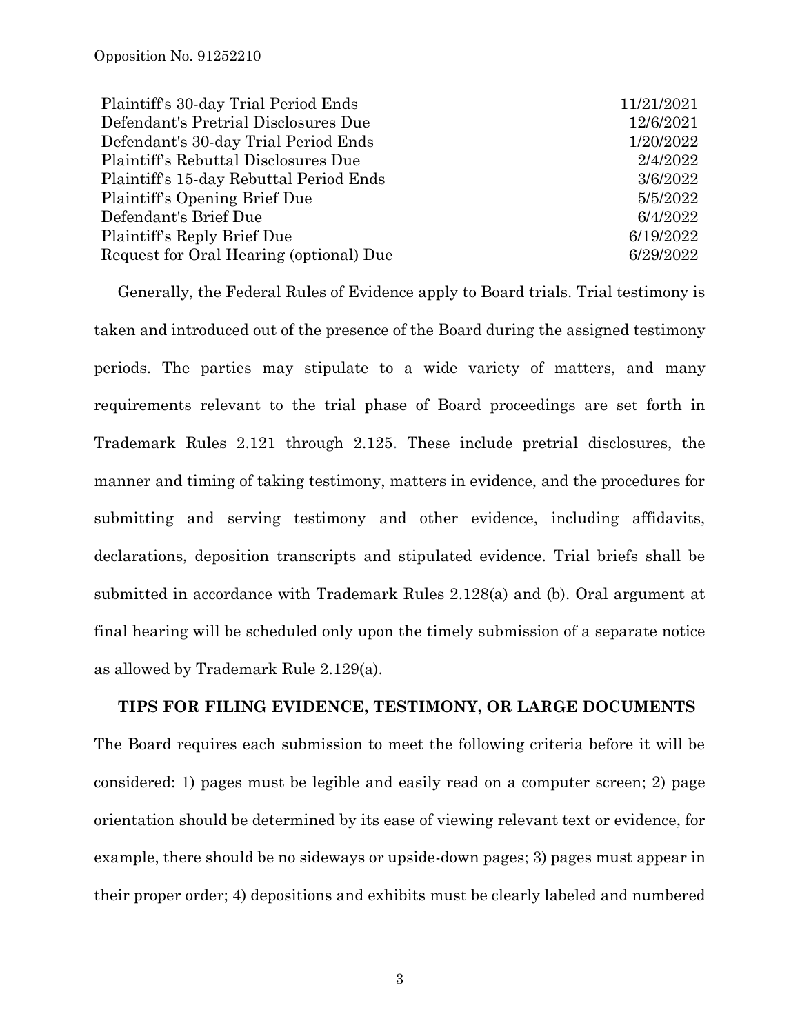| | |
|---|---|
| Plaintiff's 30-day Trial Period Ends | 11/21/2021 |
| Defendant's Pretrial Disclosures Due | 12/6/2021 |
| Defendant's 30-day Trial Period Ends | 1/20/2022 |
| Plaintiff's Rebuttal Disclosures Due | 2/4/2022 |
| Plaintiff's 15-day Rebuttal Period Ends | 3/6/2022 |
| Plaintiff's Opening Brief Due | 5/5/2022 |
| Defendant's Brief Due | 6/4/2022 |
| Plaintiff's Reply Brief Due | 6/19/2022 |
| Request for Oral Hearing (optional) Due | 6/29/2022 |

Generally, the Federal Rules of Evidence apply to Board trials. Trial testimony is taken and introduced out of the presence of the Board during the assigned testimony periods. The parties may stipulate to a wide variety of matters, and many requirements relevant to the trial phase of Board proceedings are set forth in Trademark Rules 2.121 through 2.125. These include pretrial disclosures, the manner and timing of taking testimony, matters in evidence, and the procedures for submitting and serving testimony and other evidence, including affidavits, declarations, deposition transcripts and stipulated evidence. Trial briefs shall be submitted in accordance with Trademark Rules 2.128(a) and (b). Oral argument at final hearing will be scheduled only upon the timely submission of a separate notice as allowed by Trademark Rule 2.129(a).

**TIPS FOR FILING EVIDENCE, TESTIMONY, OR LARGE DOCUMENTS**

The Board requires each submission to meet the following criteria before it will be considered: 1) pages must be legible and easily read on a computer screen; 2) page orientation should be determined by its ease of viewing relevant text or evidence, for example, there should be no sideways or upside-down pages; 3) pages must appear in their proper order; 4) depositions and exhibits must be clearly labeled and numbered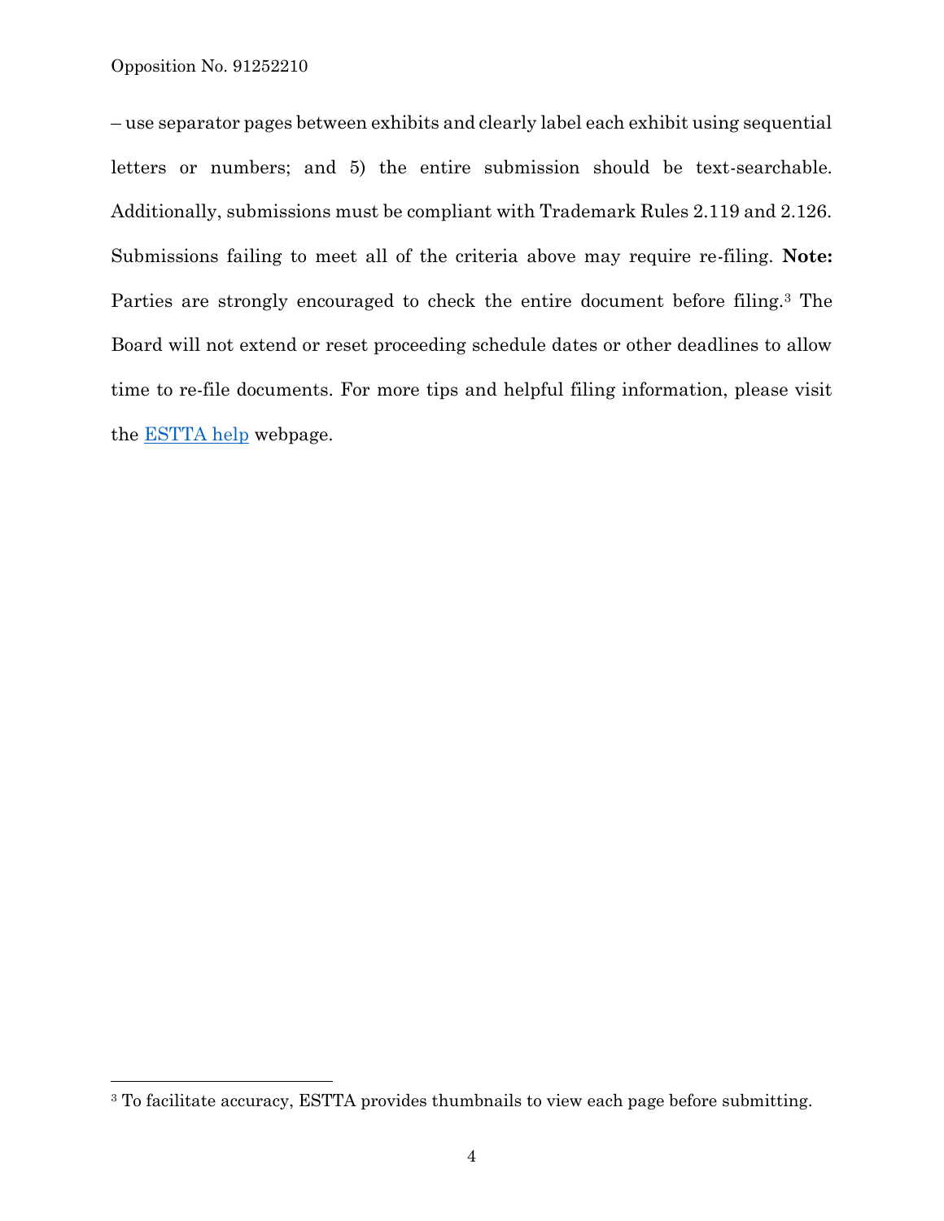– use separator pages between exhibits and clearly label each exhibit using sequential letters or numbers; and 5) the entire submission should be text-searchable. Additionally, submissions must be compliant with Trademark Rules 2.119 and 2.126. Submissions failing to meet all of the criteria above may require re-filing. **Note:** Parties are strongly encouraged to check the entire document before filing.[3] The Board will not extend or reset proceeding schedule dates or other deadlines to allow time to re-file documents. For more tips and helpful filing information, please visit the ESTTA help webpage.

[3] To facilitate accuracy, ESTTA provides thumbnails to view each page before submitting.